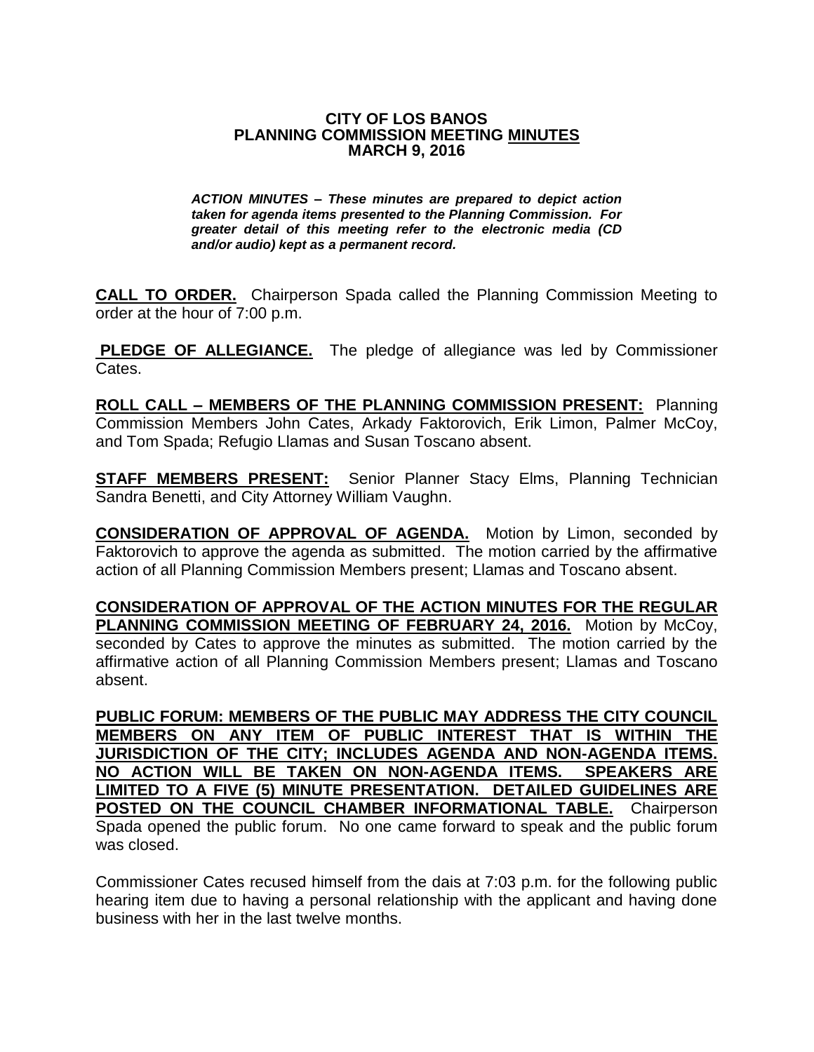# CITY OF LOS BANOS
## PLANNING COMMISSION MEETING MINUTES
### MARCH 9, 2016

***ACTION MINUTES – These minutes are prepared to depict action taken for agenda items presented to the Planning Commission. For greater detail of this meeting refer to the electronic media (CD and/or audio) kept as a permanent record.***

**CALL TO ORDER.** Chairperson Spada called the Planning Commission Meeting to order at the hour of 7:00 p.m.

**PLEDGE OF ALLEGIANCE.** The pledge of allegiance was led by Commissioner Cates.

**ROLL CALL – MEMBERS OF THE PLANNING COMMISSION PRESENT:** Planning Commission Members John Cates, Arkady Faktorovich, Erik Limon, Palmer McCoy, and Tom Spada; Refugio Llamas and Susan Toscano absent.

**STAFF MEMBERS PRESENT:** Senior Planner Stacy Elms, Planning Technician Sandra Benetti, and City Attorney William Vaughn.

**CONSIDERATION OF APPROVAL OF AGENDA.** Motion by Limon, seconded by Faktorovich to approve the agenda as submitted. The motion carried by the affirmative action of all Planning Commission Members present; Llamas and Toscano absent.

**CONSIDERATION OF APPROVAL OF THE ACTION MINUTES FOR THE REGULAR PLANNING COMMISSION MEETING OF FEBRUARY 24, 2016.** Motion by McCoy, seconded by Cates to approve the minutes as submitted. The motion carried by the affirmative action of all Planning Commission Members present; Llamas and Toscano absent.

**PUBLIC FORUM: MEMBERS OF THE PUBLIC MAY ADDRESS THE CITY COUNCIL MEMBERS ON ANY ITEM OF PUBLIC INTEREST THAT IS WITHIN THE JURISDICTION OF THE CITY; INCLUDES AGENDA AND NON-AGENDA ITEMS. NO ACTION WILL BE TAKEN ON NON-AGENDA ITEMS. SPEAKERS ARE LIMITED TO A FIVE (5) MINUTE PRESENTATION. DETAILED GUIDELINES ARE POSTED ON THE COUNCIL CHAMBER INFORMATIONAL TABLE.** Chairperson Spada opened the public forum. No one came forward to speak and the public forum was closed.

Commissioner Cates recused himself from the dais at 7:03 p.m. for the following public hearing item due to having a personal relationship with the applicant and having done business with her in the last twelve months.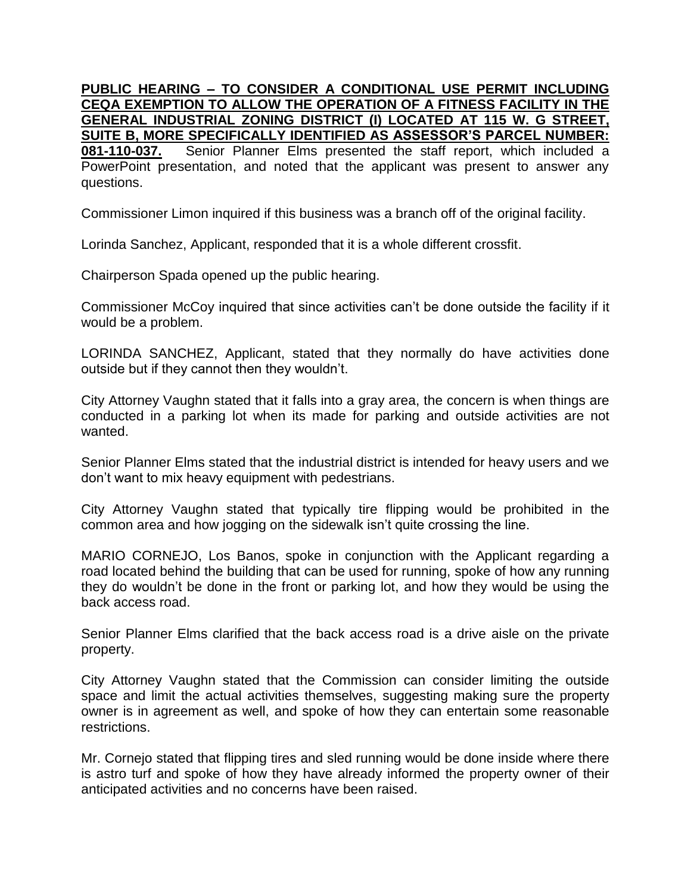**PUBLIC HEARING – TO CONSIDER A CONDITIONAL USE PERMIT INCLUDING CEQA EXEMPTION TO ALLOW THE OPERATION OF A FITNESS FACILITY IN THE GENERAL INDUSTRIAL ZONING DISTRICT (I) LOCATED AT 115 W. G STREET, SUITE B, MORE SPECIFICALLY IDENTIFIED AS ASSESSOR'S PARCEL NUMBER: 081-110-037.** Senior Planner Elms presented the staff report, which included a PowerPoint presentation, and noted that the applicant was present to answer any questions.

Commissioner Limon inquired if this business was a branch off of the original facility.

Lorinda Sanchez, Applicant, responded that it is a whole different crossfit.

Chairperson Spada opened up the public hearing.

Commissioner McCoy inquired that since activities can't be done outside the facility if it would be a problem.

LORINDA SANCHEZ, Applicant, stated that they normally do have activities done outside but if they cannot then they wouldn't.

City Attorney Vaughn stated that it falls into a gray area, the concern is when things are conducted in a parking lot when its made for parking and outside activities are not wanted.

Senior Planner Elms stated that the industrial district is intended for heavy users and we don't want to mix heavy equipment with pedestrians.

City Attorney Vaughn stated that typically tire flipping would be prohibited in the common area and how jogging on the sidewalk isn't quite crossing the line.

MARIO CORNEJO, Los Banos, spoke in conjunction with the Applicant regarding a road located behind the building that can be used for running, spoke of how any running they do wouldn't be done in the front or parking lot, and how they would be using the back access road.

Senior Planner Elms clarified that the back access road is a drive aisle on the private property.

City Attorney Vaughn stated that the Commission can consider limiting the outside space and limit the actual activities themselves, suggesting making sure the property owner is in agreement as well, and spoke of how they can entertain some reasonable restrictions.

Mr. Cornejo stated that flipping tires and sled running would be done inside where there is astro turf and spoke of how they have already informed the property owner of their anticipated activities and no concerns have been raised.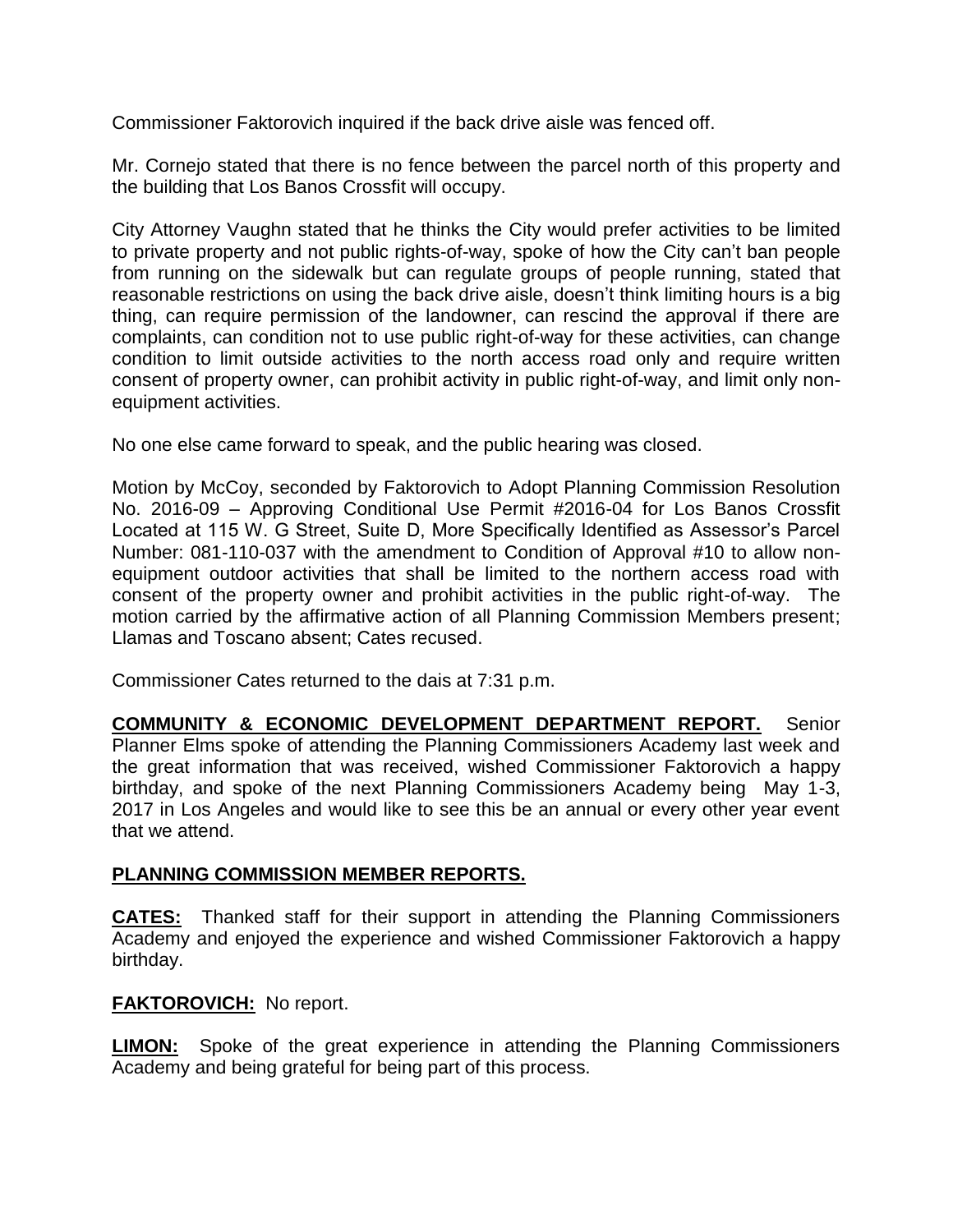Commissioner Faktorovich inquired if the back drive aisle was fenced off.

Mr. Cornejo stated that there is no fence between the parcel north of this property and the building that Los Banos Crossfit will occupy.

City Attorney Vaughn stated that he thinks the City would prefer activities to be limited to private property and not public rights-of-way, spoke of how the City can't ban people from running on the sidewalk but can regulate groups of people running, stated that reasonable restrictions on using the back drive aisle, doesn't think limiting hours is a big thing, can require permission of the landowner, can rescind the approval if there are complaints, can condition not to use public right-of-way for these activities, can change condition to limit outside activities to the north access road only and require written consent of property owner, can prohibit activity in public right-of-way, and limit only non-equipment activities.

No one else came forward to speak, and the public hearing was closed.

Motion by McCoy, seconded by Faktorovich to Adopt Planning Commission Resolution No. 2016-09 – Approving Conditional Use Permit #2016-04 for Los Banos Crossfit Located at 115 W. G Street, Suite D, More Specifically Identified as Assessor's Parcel Number: 081-110-037 with the amendment to Condition of Approval #10 to allow non-equipment outdoor activities that shall be limited to the northern access road with consent of the property owner and prohibit activities in the public right-of-way. The motion carried by the affirmative action of all Planning Commission Members present; Llamas and Toscano absent; Cates recused.

Commissioner Cates returned to the dais at 7:31 p.m.

**COMMUNITY & ECONOMIC DEVELOPMENT DEPARTMENT REPORT.** Senior Planner Elms spoke of attending the Planning Commissioners Academy last week and the great information that was received, wished Commissioner Faktorovich a happy birthday, and spoke of the next Planning Commissioners Academy being May 1-3, 2017 in Los Angeles and would like to see this be an annual or every other year event that we attend.

**PLANNING COMMISSION MEMBER REPORTS.**

**CATES:** Thanked staff for their support in attending the Planning Commissioners Academy and enjoyed the experience and wished Commissioner Faktorovich a happy birthday.

**FAKTOROVICH:** No report.

**LIMON:** Spoke of the great experience in attending the Planning Commissioners Academy and being grateful for being part of this process.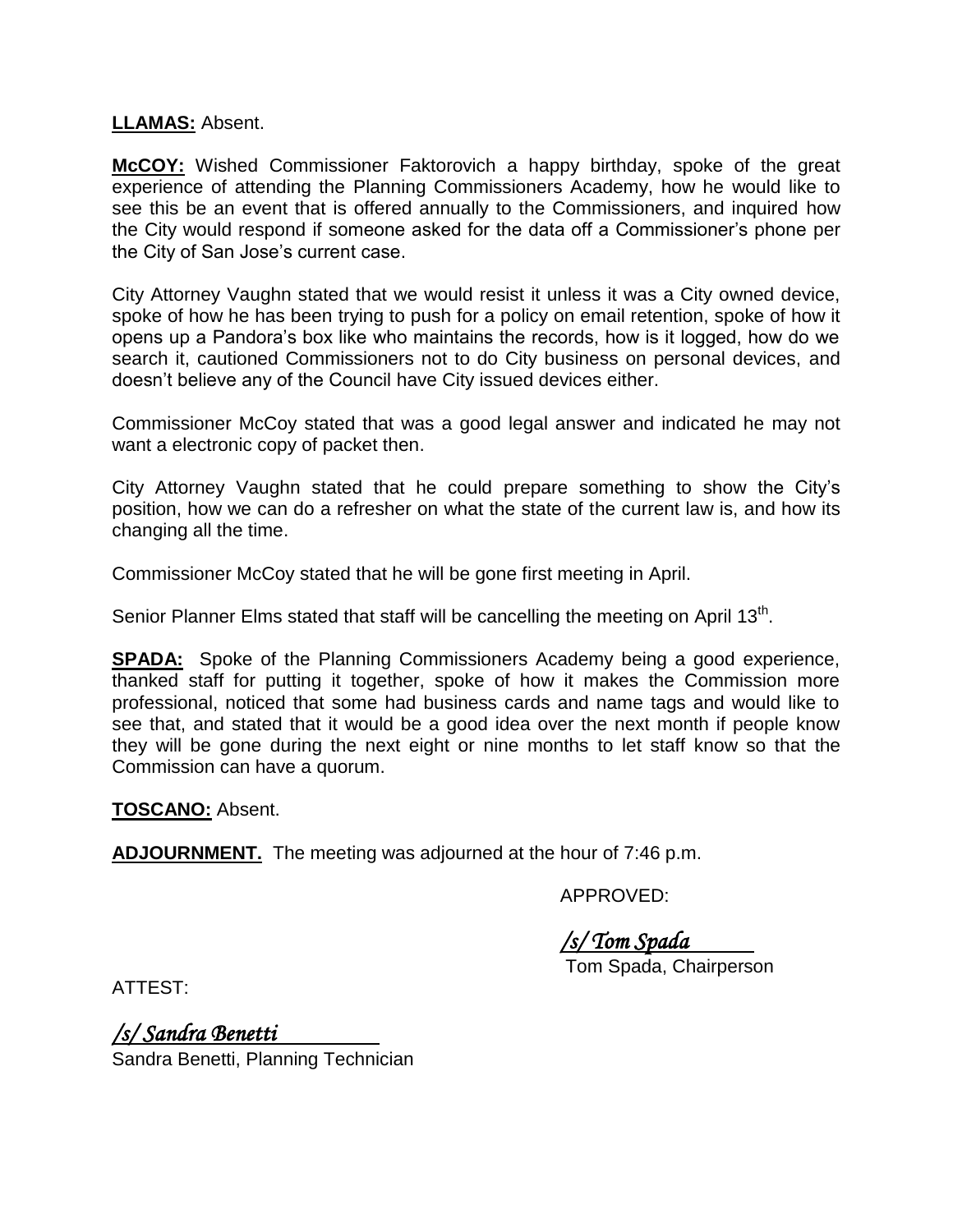**LLAMAS:** Absent.

**McCOY:** Wished Commissioner Faktorovich a happy birthday, spoke of the great experience of attending the Planning Commissioners Academy, how he would like to see this be an event that is offered annually to the Commissioners, and inquired how the City would respond if someone asked for the data off a Commissioner's phone per the City of San Jose's current case.

City Attorney Vaughn stated that we would resist it unless it was a City owned device, spoke of how he has been trying to push for a policy on email retention, spoke of how it opens up a Pandora's box like who maintains the records, how is it logged, how do we search it, cautioned Commissioners not to do City business on personal devices, and doesn't believe any of the Council have City issued devices either.

Commissioner McCoy stated that was a good legal answer and indicated he may not want a electronic copy of packet then.

City Attorney Vaughn stated that he could prepare something to show the City's position, how we can do a refresher on what the state of the current law is, and how its changing all the time.

Commissioner McCoy stated that he will be gone first meeting in April.

Senior Planner Elms stated that staff will be cancelling the meeting on April 13th.

**SPADA:** Spoke of the Planning Commissioners Academy being a good experience, thanked staff for putting it together, spoke of how it makes the Commission more professional, noticed that some had business cards and name tags and would like to see that, and stated that it would be a good idea over the next month if people know they will be gone during the next eight or nine months to let staff know so that the Commission can have a quorum.

**TOSCANO:** Absent.

**ADJOURNMENT.** The meeting was adjourned at the hour of 7:46 p.m.

APPROVED:

*/s/ Tom Spada*
Tom Spada, Chairperson

ATTEST:

*/s/ Sandra Benetti*
Sandra Benetti, Planning Technician